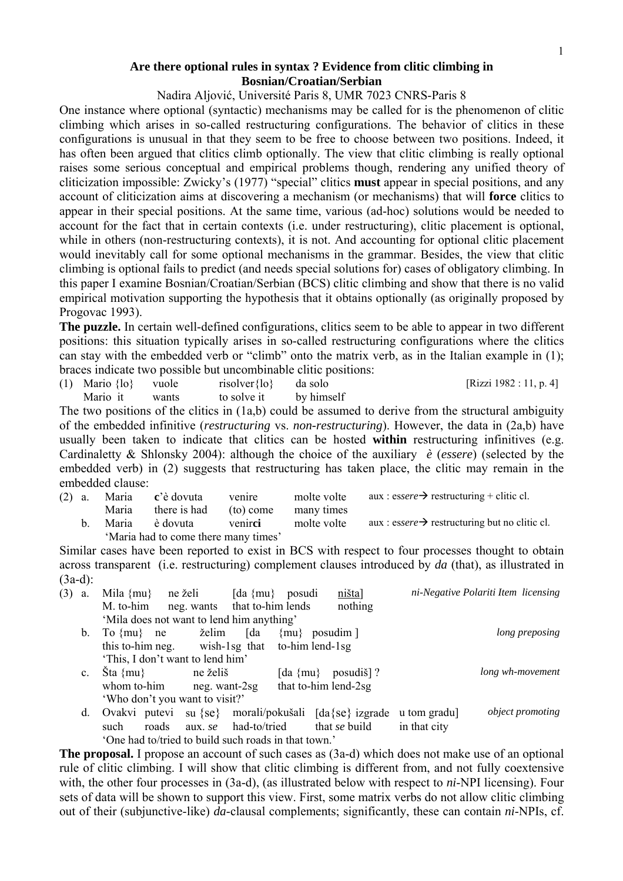# Are there optional rules in syntax ? Evidence from clitic climbing in Bosnian/Croatian/Serbian

Nadira Aljović, Université Paris 8, UMR 7023 CNRS-Paris 8

One instance where optional (syntactic) mechanisms may be called for is the phenomenon of clitic climbing which arises in so-called restructuring configurations. The behavior of clitics in these configurations is unusual in that they seem to be free to choose between two positions. Indeed, it has often been argued that clitics climb optionally. The view that clitic climbing is really optional raises some serious conceptual and empirical problems though, rendering any unified theory of cliticization impossible: Zwicky's (1977) "special" clitics **must** appear in special positions, and any account of cliticization aims at discovering a mechanism (or mechanisms) that will **force** clitics to appear in their special positions. At the same time, various (ad-hoc) solutions would be needed to account for the fact that in certain contexts (i.e. under restructuring), clitic placement is optional, while in others (non-restructuring contexts), it is not. And accounting for optional clitic placement would inevitably call for some optional mechanisms in the grammar. Besides, the view that clitic climbing is optional fails to predict (and needs special solutions for) cases of obligatory climbing. In this paper I examine Bosnian/Croatian/Serbian (BCS) clitic climbing and show that there is no valid empirical motivation supporting the hypothesis that it obtains optionally (as originally proposed by Progovac 1993).

**The puzzle.** In certain well-defined configurations, clitics seem to be able to appear in two different positions: this situation typically arises in so-called restructuring configurations where the clitics can stay with the embedded verb or "climb" onto the matrix verb, as in the Italian example in (1); braces indicate two possible but uncombinable clitic positions:

(1) Mario {lo} vuole risolver{lo} da solo [Rizzi 1982 : 11, p. 4]
   Mario it wants to solve it by himself

The two positions of the clitics in (1a,b) could be assumed to derive from the structural ambiguity of the embedded infinitive (*restructuring* vs. *non-restructuring*). However, the data in (2a,b) have usually been taken to indicate that clitics can be hosted **within** restructuring infinitives (e.g. Cardinaletty & Shlonsky 2004): although the choice of the auxiliary *è* (*essere*) (selected by the embedded verb) in (2) suggests that restructuring has taken place, the clitic may remain in the embedded clause:

(2) a. Maria **c**'è dovuta venire molte volte aux : es*sere*→ restructuring + clitic cl.
   Maria there is had (to) come many times
   b. Maria è dovuta venir**ci** molte volte aux : es*sere*→ restructuring but no clitic cl.
   'Maria had to come there many times'

Similar cases have been reported to exist in BCS with respect to four processes thought to obtain across transparent (i.e. restructuring) complement clauses introduced by *da* (that), as illustrated in (3a-d):

(3) a. Mila {mu} ne želi [da {mu} posudi <u>ništa</u>] *ni-Negative Polariti Item licensing*
   M. to-him neg. wants that to-him lends nothing
   'Mila does not want to lend him anything'
   b. To {mu} ne želim [da {mu} posudim ] *long preposing*
   this to-him neg. wish-1sg that to-him lend-1sg
   'This, I don't want to lend him'
   c. Šta {mu} ne želiš [da {mu} posudiš] ? *long wh-movement*
   whom to-him neg. want-2sg that to-him lend-2sg
   'Who don't you want to visit?'
   d. Ovakvi putevi su {se} morali/pokušali [da{se} izgrade u tom gradu] *object promoting*
   such roads aux. *se* had-to/tried that *se* build in that city
   'One had to/tried to build such roads in that town.'

**The proposal.** I propose an account of such cases as (3a-d) which does not make use of an optional rule of clitic climbing. I will show that clitic climbing is different from, and not fully coextensive with, the other four processes in (3a-d), (as illustrated below with respect to *ni*-NPI licensing). Four sets of data will be shown to support this view. First, some matrix verbs do not allow clitic climbing out of their (subjunctive-like) *da*-clausal complements; significantly, these can contain *ni*-NPIs, cf.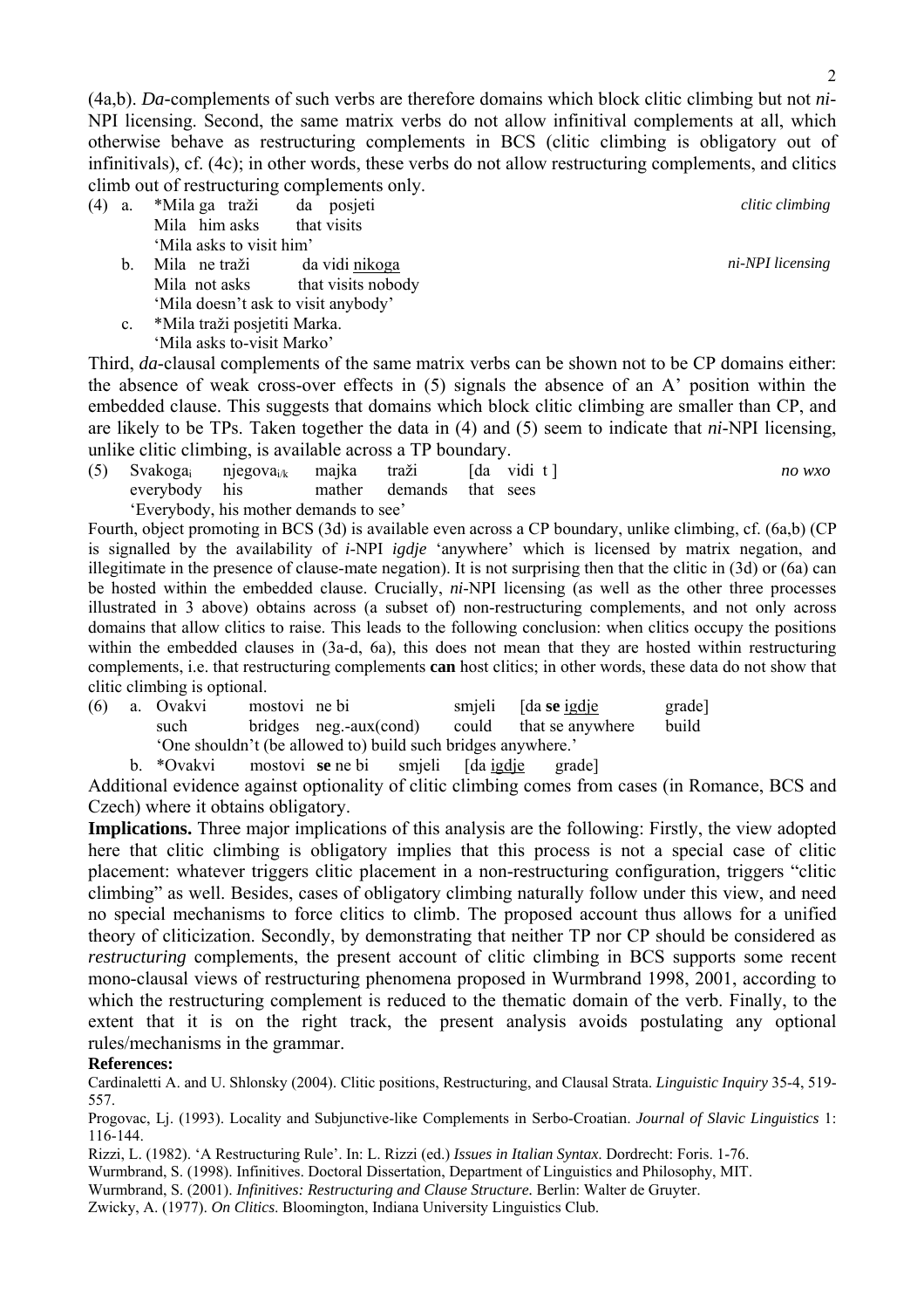(4a,b). *Da*-complements of such verbs are therefore domains which block clitic climbing but not *ni*-NPI licensing. Second, the same matrix verbs do not allow infinitival complements at all, which otherwise behave as restructuring complements in BCS (clitic climbing is obligatory out of infinitivals), cf. (4c); in other words, these verbs do not allow restructuring complements, and clitics climb out of restructuring complements only.

(4) a. \*Mila ga traži da posjeti *clitic climbing*
Mila him asks that visits
'Mila asks to visit him'

b. Mila ne traži da vidi nikoga *ni-NPI licensing*
Mila not asks that visits nobody
'Mila doesn't ask to visit anybody'

c. \*Mila traži posjetiti Marka.
'Mila asks to-visit Marko'

Third, *da*-clausal complements of the same matrix verbs can be shown not to be CP domains either: the absence of weak cross-over effects in (5) signals the absence of an A' position within the embedded clause. This suggests that domains which block clitic climbing are smaller than CP, and are likely to be TPs. Taken together the data in (4) and (5) seem to indicate that *ni*-NPI licensing, unlike clitic climbing, is available across a TP boundary.

(5) Svakoga$_i$ njegova$_{i/k}$ majka traži [da vidi t ] *no wxo*
everybody his mather demands that sees
'Everybody, his mother demands to see'

Fourth, object promoting in BCS (3d) is available even across a CP boundary, unlike climbing, cf. (6a,b) (CP is signalled by the availability of *i*-NPI *igdje* 'anywhere' which is licensed by matrix negation, and illegitimate in the presence of clause-mate negation). It is not surprising then that the clitic in (3d) or (6a) can be hosted within the embedded clause. Crucially, *ni*-NPI licensing (as well as the other three processes illustrated in 3 above) obtains across (a subset of) non-restructuring complements, and not only across domains that allow clitics to raise. This leads to the following conclusion: when clitics occupy the positions within the embedded clauses in (3a-d, 6a), this does not mean that they are hosted within restructuring complements, i.e. that restructuring complements **can** host clitics; in other words, these data do not show that clitic climbing is optional.

(6) a. Ovakvi mostovi ne bi smjeli [da **se** igdje grade]
such bridges neg.-aux(cond) could that se anywhere build
'One shouldn't (be allowed to) build such bridges anywhere.'

b. \*Ovakvi mostovi **se** ne bi smjeli [da igdje grade]

Additional evidence against optionality of clitic climbing comes from cases (in Romance, BCS and Czech) where it obtains obligatory.

**Implications.** Three major implications of this analysis are the following: Firstly, the view adopted here that clitic climbing is obligatory implies that this process is not a special case of clitic placement: whatever triggers clitic placement in a non-restructuring configuration, triggers "clitic climbing" as well. Besides, cases of obligatory climbing naturally follow under this view, and need no special mechanisms to force clitics to climb. The proposed account thus allows for a unified theory of cliticization. Secondly, by demonstrating that neither TP nor CP should be considered as *restructuring* complements, the present account of clitic climbing in BCS supports some recent mono-clausal views of restructuring phenomena proposed in Wurmbrand 1998, 2001, according to which the restructuring complement is reduced to the thematic domain of the verb. Finally, to the extent that it is on the right track, the present analysis avoids postulating any optional rules/mechanisms in the grammar.

**References:**

Cardinaletti A. and U. Shlonsky (2004). Clitic positions, Restructuring, and Clausal Strata. *Linguistic Inquiry* 35-4, 519-557.

Progovac, Lj. (1993). Locality and Subjunctive-like Complements in Serbo-Croatian. *Journal of Slavic Linguistics* 1: 116-144.

Rizzi, L. (1982). 'A Restructuring Rule'. In: L. Rizzi (ed.) *Issues in Italian Syntax*. Dordrecht: Foris. 1-76.

Wurmbrand, S. (1998). Infinitives. Doctoral Dissertation, Department of Linguistics and Philosophy, MIT.

Wurmbrand, S. (2001). *Infinitives: Restructuring and Clause Structure.* Berlin: Walter de Gruyter.

Zwicky, A. (1977). *On Clitics*. Bloomington, Indiana University Linguistics Club.